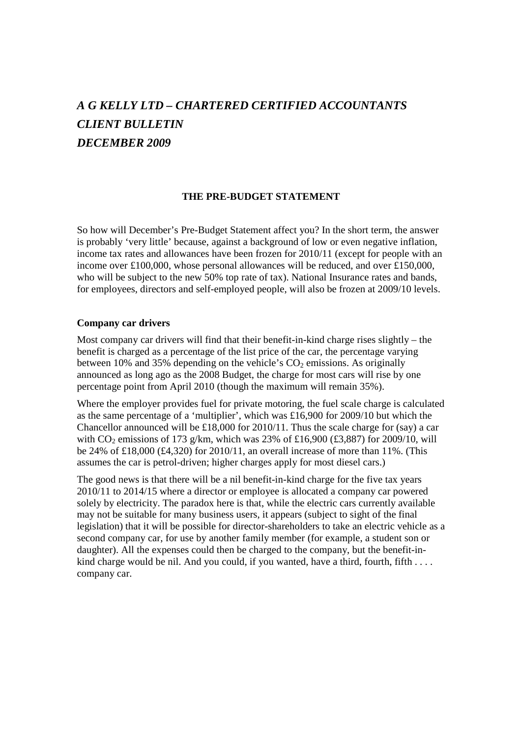# *A G KELLY LTD – CHARTERED CERTIFIED ACCOUNTANTS*
# *CLIENT BULLETIN*
# *DECEMBER 2009*

## THE PRE-BUDGET STATEMENT

So how will December's Pre-Budget Statement affect you? In the short term, the answer is probably 'very little' because, against a background of low or even negative inflation, income tax rates and allowances have been frozen for 2010/11 (except for people with an income over £100,000, whose personal allowances will be reduced, and over £150,000, who will be subject to the new 50% top rate of tax). National Insurance rates and bands, for employees, directors and self-employed people, will also be frozen at 2009/10 levels.

### Company car drivers

Most company car drivers will find that their benefit-in-kind charge rises slightly – the benefit is charged as a percentage of the list price of the car, the percentage varying between 10% and 35% depending on the vehicle's $CO_2$ emissions. As originally announced as long ago as the 2008 Budget, the charge for most cars will rise by one percentage point from April 2010 (though the maximum will remain 35%).

Where the employer provides fuel for private motoring, the fuel scale charge is calculated as the same percentage of a 'multiplier', which was £16,900 for 2009/10 but which the Chancellor announced will be £18,000 for 2010/11. Thus the scale charge for (say) a car with $CO_2$ emissions of 173 g/km, which was 23% of £16,900 (£3,887) for 2009/10, will be 24% of £18,000 (£4,320) for 2010/11, an overall increase of more than 11%. (This assumes the car is petrol-driven; higher charges apply for most diesel cars.)

The good news is that there will be a nil benefit-in-kind charge for the five tax years 2010/11 to 2014/15 where a director or employee is allocated a company car powered solely by electricity. The paradox here is that, while the electric cars currently available may not be suitable for many business users, it appears (subject to sight of the final legislation) that it will be possible for director-shareholders to take an electric vehicle as a second company car, for use by another family member (for example, a student son or daughter). All the expenses could then be charged to the company, but the benefit-in-kind charge would be nil. And you could, if you wanted, have a third, fourth, fifth . . . . company car.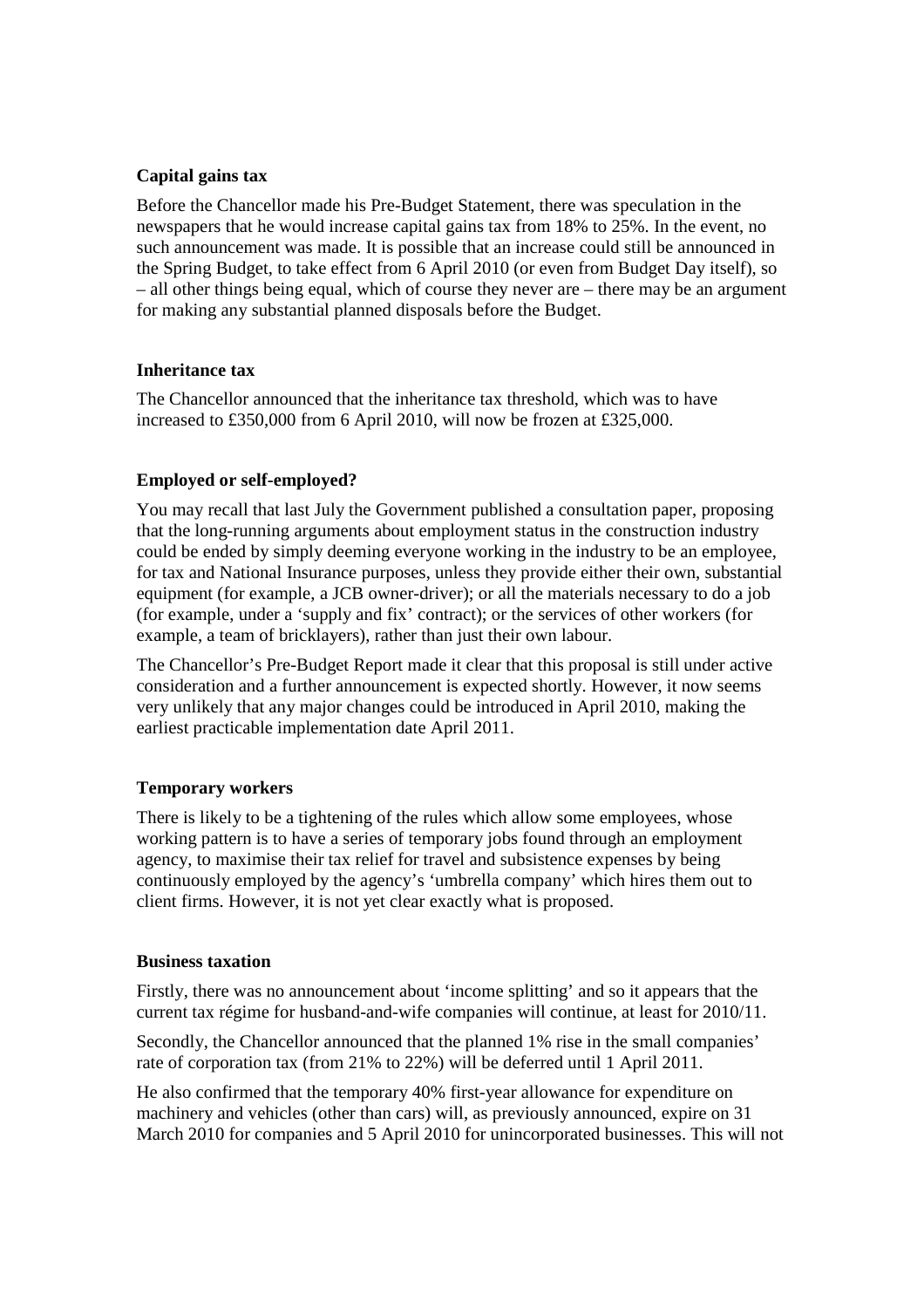**Capital gains tax**

Before the Chancellor made his Pre-Budget Statement, there was speculation in the newspapers that he would increase capital gains tax from 18% to 25%. In the event, no such announcement was made. It is possible that an increase could still be announced in the Spring Budget, to take effect from 6 April 2010 (or even from Budget Day itself), so – all other things being equal, which of course they never are – there may be an argument for making any substantial planned disposals before the Budget.

**Inheritance tax**

The Chancellor announced that the inheritance tax threshold, which was to have increased to £350,000 from 6 April 2010, will now be frozen at £325,000.

**Employed or self-employed?**

You may recall that last July the Government published a consultation paper, proposing that the long-running arguments about employment status in the construction industry could be ended by simply deeming everyone working in the industry to be an employee, for tax and National Insurance purposes, unless they provide either their own, substantial equipment (for example, a JCB owner-driver); or all the materials necessary to do a job (for example, under a 'supply and fix' contract); or the services of other workers (for example, a team of bricklayers), rather than just their own labour.

The Chancellor's Pre-Budget Report made it clear that this proposal is still under active consideration and a further announcement is expected shortly. However, it now seems very unlikely that any major changes could be introduced in April 2010, making the earliest practicable implementation date April 2011.

**Temporary workers**

There is likely to be a tightening of the rules which allow some employees, whose working pattern is to have a series of temporary jobs found through an employment agency, to maximise their tax relief for travel and subsistence expenses by being continuously employed by the agency's 'umbrella company' which hires them out to client firms. However, it is not yet clear exactly what is proposed.

**Business taxation**

Firstly, there was no announcement about 'income splitting' and so it appears that the current tax régime for husband-and-wife companies will continue, at least for 2010/11.

Secondly, the Chancellor announced that the planned 1% rise in the small companies' rate of corporation tax (from 21% to 22%) will be deferred until 1 April 2011.

He also confirmed that the temporary 40% first-year allowance for expenditure on machinery and vehicles (other than cars) will, as previously announced, expire on 31 March 2010 for companies and 5 April 2010 for unincorporated businesses. This will not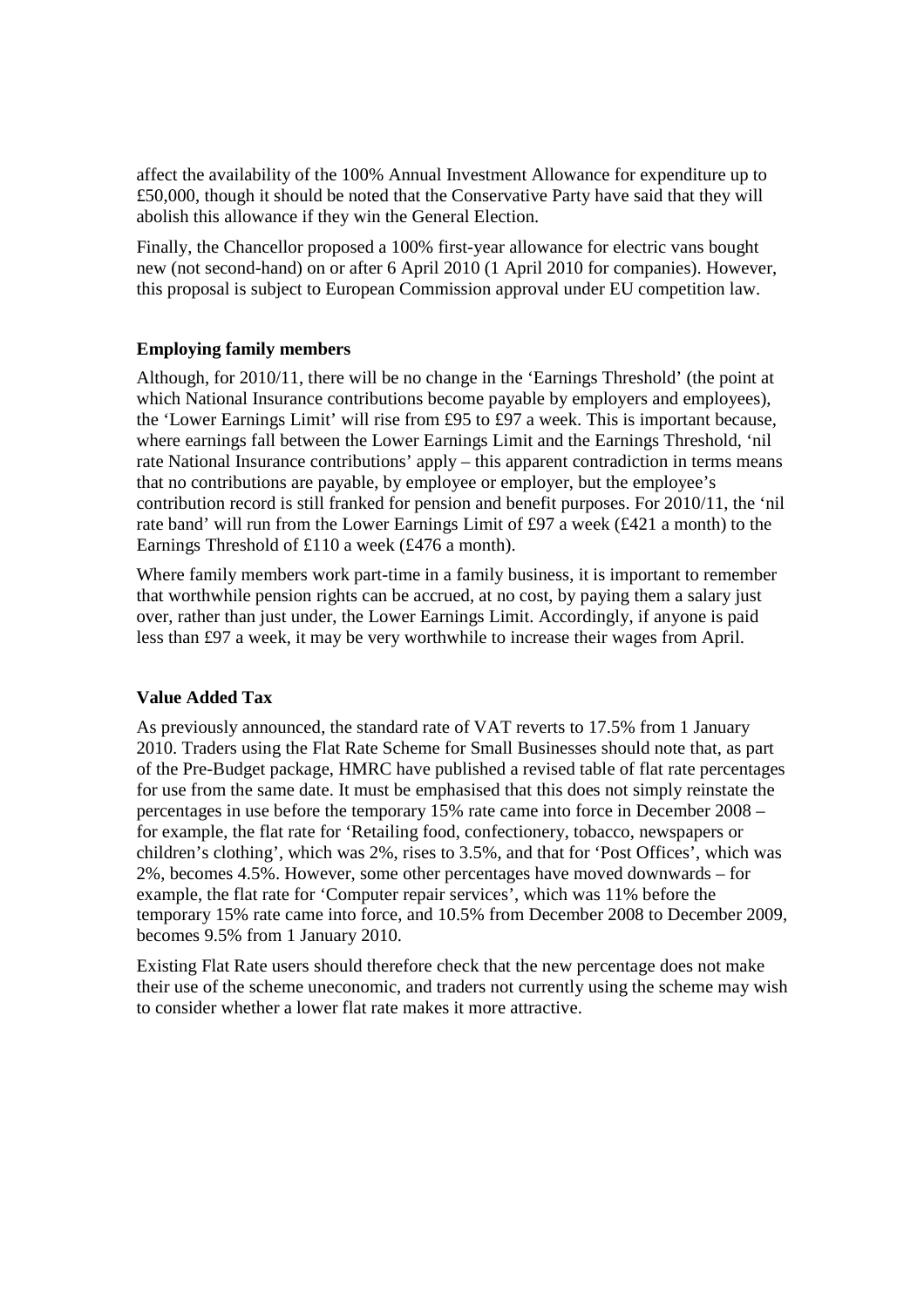affect the availability of the 100% Annual Investment Allowance for expenditure up to £50,000, though it should be noted that the Conservative Party have said that they will abolish this allowance if they win the General Election.

Finally, the Chancellor proposed a 100% first-year allowance for electric vans bought new (not second-hand) on or after 6 April 2010 (1 April 2010 for companies). However, this proposal is subject to European Commission approval under EU competition law.

**Employing family members**

Although, for 2010/11, there will be no change in the 'Earnings Threshold' (the point at which National Insurance contributions become payable by employers and employees), the 'Lower Earnings Limit' will rise from £95 to £97 a week. This is important because, where earnings fall between the Lower Earnings Limit and the Earnings Threshold, 'nil rate National Insurance contributions' apply – this apparent contradiction in terms means that no contributions are payable, by employee or employer, but the employee's contribution record is still franked for pension and benefit purposes. For 2010/11, the 'nil rate band' will run from the Lower Earnings Limit of £97 a week (£421 a month) to the Earnings Threshold of £110 a week (£476 a month).

Where family members work part-time in a family business, it is important to remember that worthwhile pension rights can be accrued, at no cost, by paying them a salary just over, rather than just under, the Lower Earnings Limit. Accordingly, if anyone is paid less than £97 a week, it may be very worthwhile to increase their wages from April.

**Value Added Tax**

As previously announced, the standard rate of VAT reverts to 17.5% from 1 January 2010. Traders using the Flat Rate Scheme for Small Businesses should note that, as part of the Pre-Budget package, HMRC have published a revised table of flat rate percentages for use from the same date. It must be emphasised that this does not simply reinstate the percentages in use before the temporary 15% rate came into force in December 2008 – for example, the flat rate for 'Retailing food, confectionery, tobacco, newspapers or children's clothing', which was 2%, rises to 3.5%, and that for 'Post Offices', which was 2%, becomes 4.5%. However, some other percentages have moved downwards – for example, the flat rate for 'Computer repair services', which was 11% before the temporary 15% rate came into force, and 10.5% from December 2008 to December 2009, becomes 9.5% from 1 January 2010.

Existing Flat Rate users should therefore check that the new percentage does not make their use of the scheme uneconomic, and traders not currently using the scheme may wish to consider whether a lower flat rate makes it more attractive.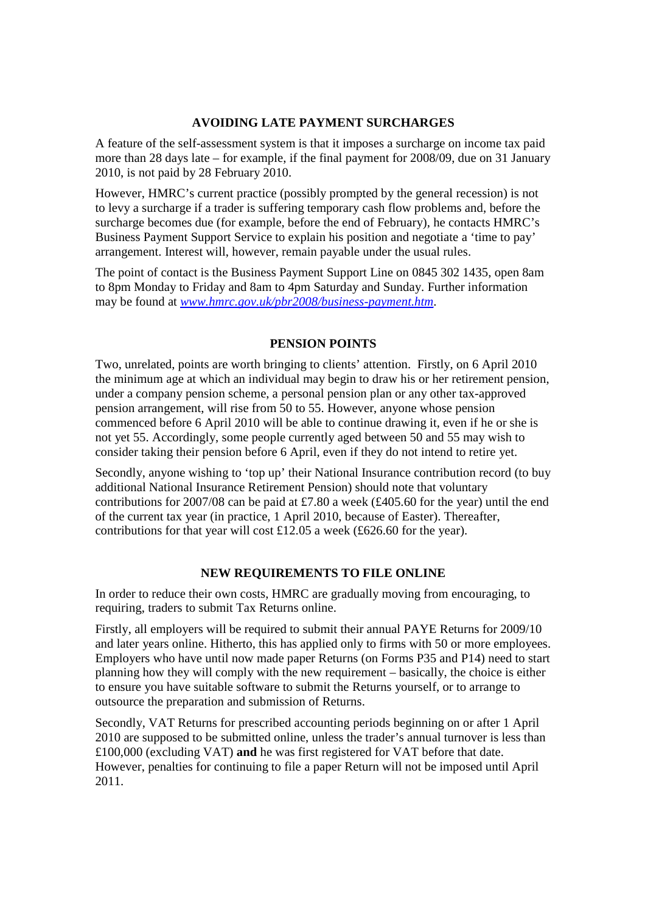## AVOIDING LATE PAYMENT SURCHARGES

A feature of the self-assessment system is that it imposes a surcharge on income tax paid more than 28 days late – for example, if the final payment for 2008/09, due on 31 January 2010, is not paid by 28 February 2010.

However, HMRC's current practice (possibly prompted by the general recession) is not to levy a surcharge if a trader is suffering temporary cash flow problems and, before the surcharge becomes due (for example, before the end of February), he contacts HMRC's Business Payment Support Service to explain his position and negotiate a 'time to pay' arrangement. Interest will, however, remain payable under the usual rules.

The point of contact is the Business Payment Support Line on 0845 302 1435, open 8am to 8pm Monday to Friday and 8am to 4pm Saturday and Sunday. Further information may be found at *www.hmrc.gov.uk/pbr2008/business-payment.htm*.

## PENSION POINTS

Two, unrelated, points are worth bringing to clients' attention. Firstly, on 6 April 2010 the minimum age at which an individual may begin to draw his or her retirement pension, under a company pension scheme, a personal pension plan or any other tax-approved pension arrangement, will rise from 50 to 55. However, anyone whose pension commenced before 6 April 2010 will be able to continue drawing it, even if he or she is not yet 55. Accordingly, some people currently aged between 50 and 55 may wish to consider taking their pension before 6 April, even if they do not intend to retire yet.

Secondly, anyone wishing to 'top up' their National Insurance contribution record (to buy additional National Insurance Retirement Pension) should note that voluntary contributions for 2007/08 can be paid at £7.80 a week (£405.60 for the year) until the end of the current tax year (in practice, 1 April 2010, because of Easter). Thereafter, contributions for that year will cost £12.05 a week (£626.60 for the year).

## NEW REQUIREMENTS TO FILE ONLINE

In order to reduce their own costs, HMRC are gradually moving from encouraging, to requiring, traders to submit Tax Returns online.

Firstly, all employers will be required to submit their annual PAYE Returns for 2009/10 and later years online. Hitherto, this has applied only to firms with 50 or more employees. Employers who have until now made paper Returns (on Forms P35 and P14) need to start planning how they will comply with the new requirement – basically, the choice is either to ensure you have suitable software to submit the Returns yourself, or to arrange to outsource the preparation and submission of Returns.

Secondly, VAT Returns for prescribed accounting periods beginning on or after 1 April 2010 are supposed to be submitted online, unless the trader's annual turnover is less than £100,000 (excluding VAT) **and** he was first registered for VAT before that date. However, penalties for continuing to file a paper Return will not be imposed until April 2011.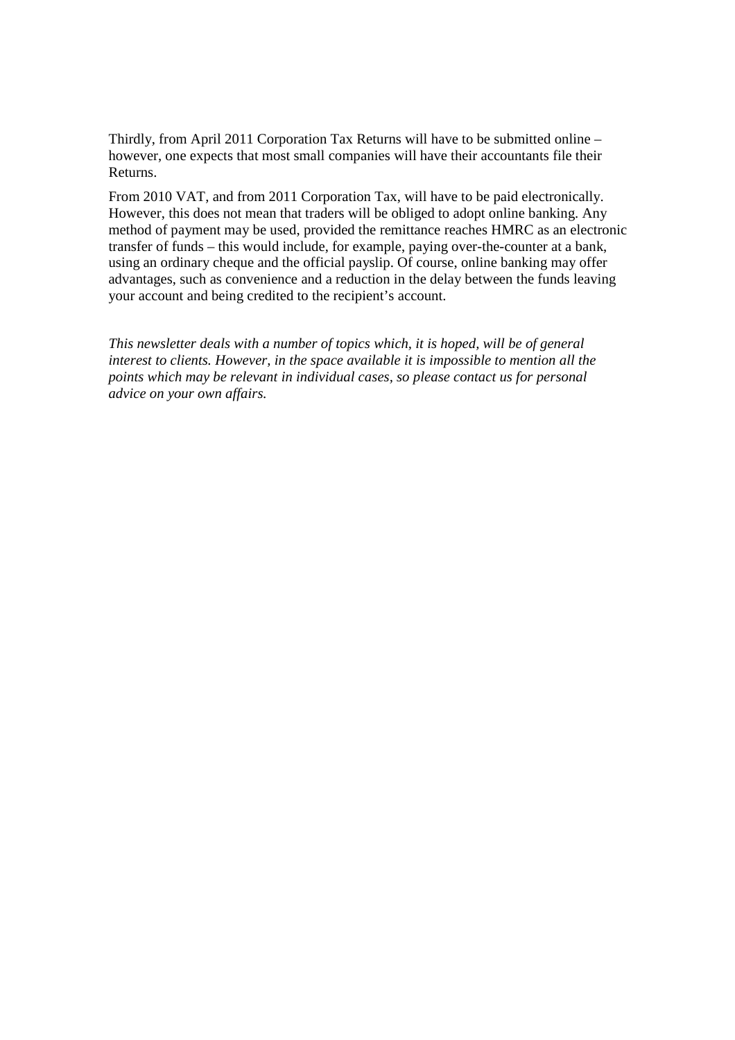Thirdly, from April 2011 Corporation Tax Returns will have to be submitted online – however, one expects that most small companies will have their accountants file their Returns.

From 2010 VAT, and from 2011 Corporation Tax, will have to be paid electronically. However, this does not mean that traders will be obliged to adopt online banking. Any method of payment may be used, provided the remittance reaches HMRC as an electronic transfer of funds – this would include, for example, paying over-the-counter at a bank, using an ordinary cheque and the official payslip. Of course, online banking may offer advantages, such as convenience and a reduction in the delay between the funds leaving your account and being credited to the recipient's account.

*This newsletter deals with a number of topics which, it is hoped, will be of general interest to clients. However, in the space available it is impossible to mention all the points which may be relevant in individual cases, so please contact us for personal advice on your own affairs.*